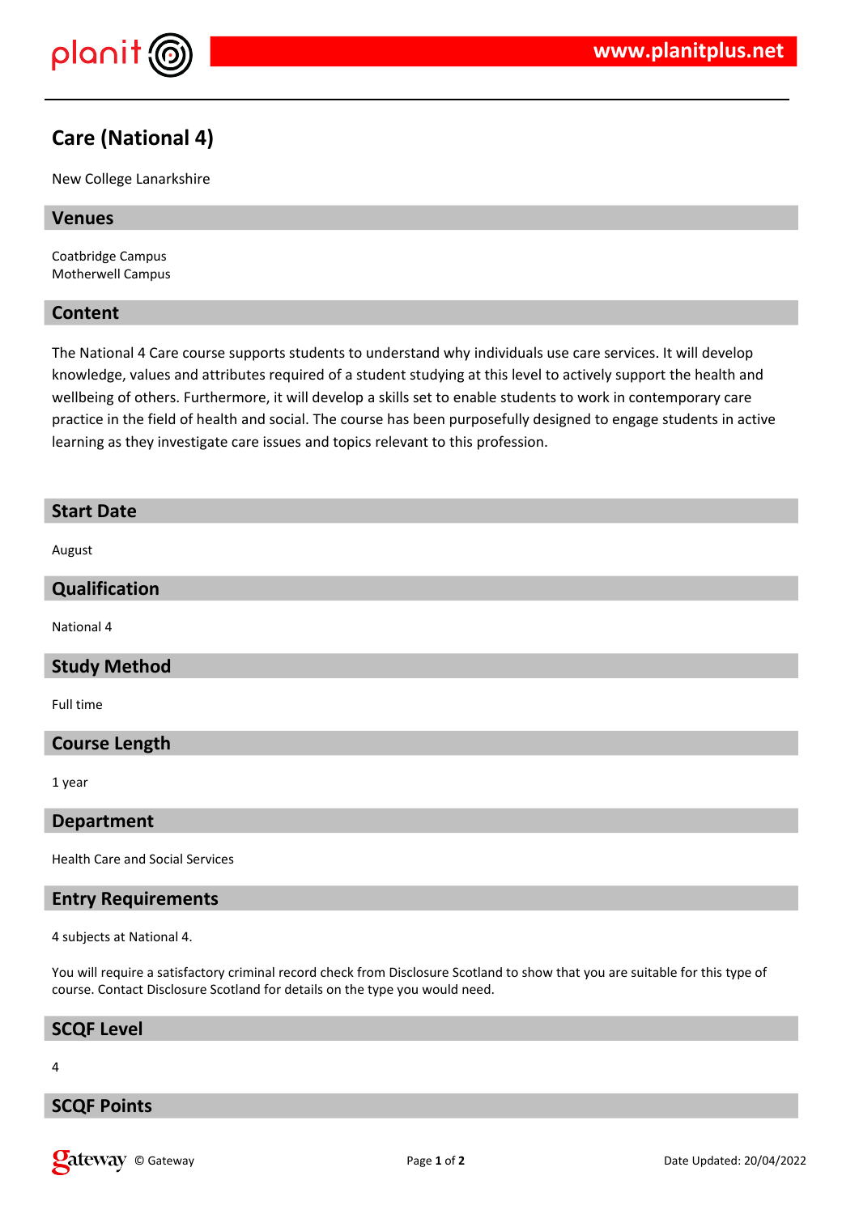# Care (National 4)

New College Lanarkshire

## Venues

Coatbridge Campus
Motherwell Campus

## Content

The National 4 Care course supports students to understand why individuals use care services. It will develop knowledge, values and attributes required of a student studying at this level to actively support the health and wellbeing of others. Furthermore, it will develop a skills set to enable students to work in contemporary care practice in the field of health and social. The course has been purposefully designed to engage students in active learning as they investigate care issues and topics relevant to this profession.

## Start Date

August

## Qualification

National 4

## Study Method

Full time

## Course Length

1 year

## Department

Health Care and Social Services

## Entry Requirements

4 subjects at National 4.

You will require a satisfactory criminal record check from Disclosure Scotland to show that you are suitable for this type of course. Contact Disclosure Scotland for details on the type you would need.

## SCQF Level

4

## SCQF Points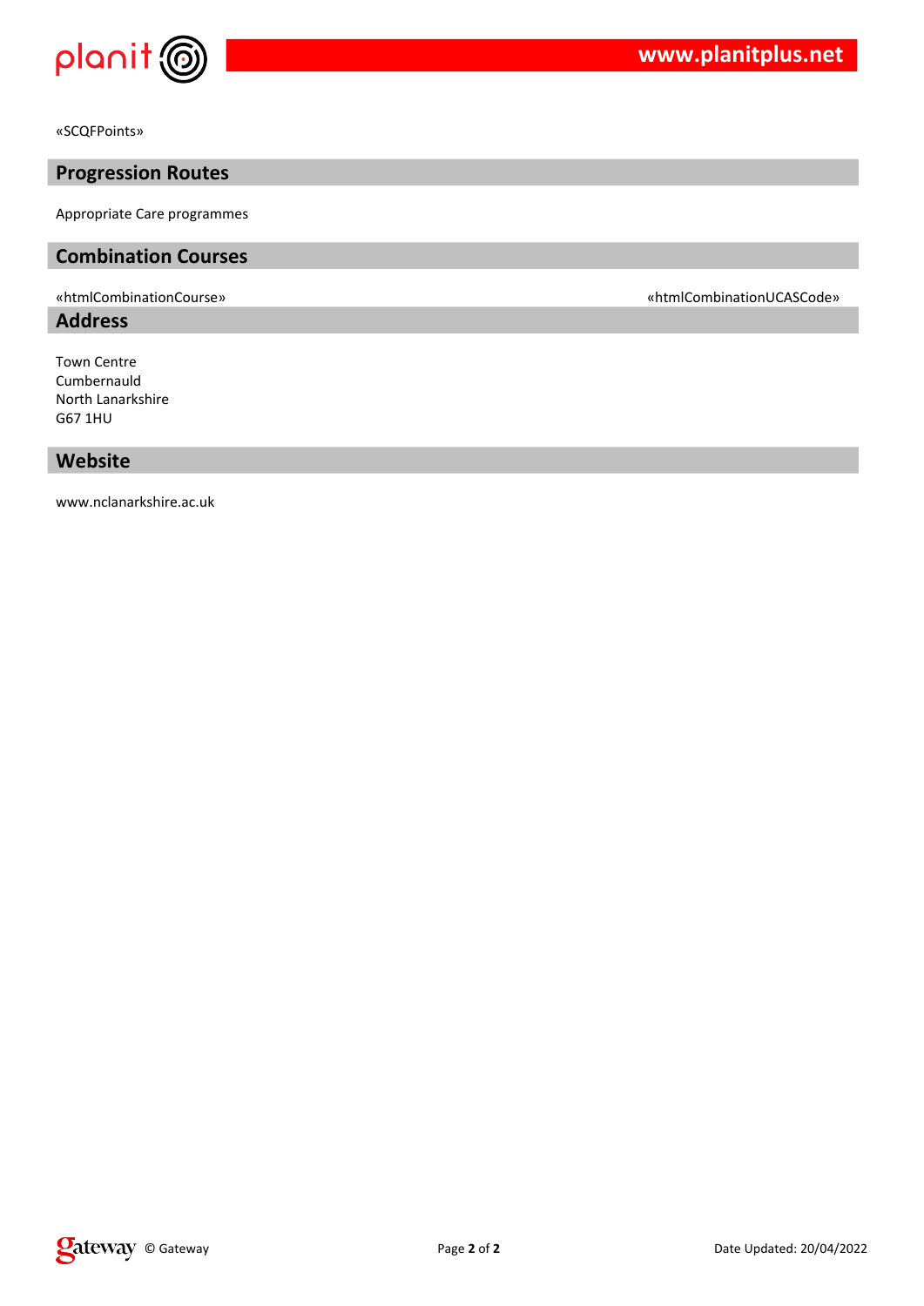«SCQFPoints»

## Progression Routes

Appropriate Care programmes

## Combination Courses

«htmlCombinationCourse» «htmlCombinationUCASCode»

## Address

Town Centre
Cumbernauld
North Lanarkshire
G67 1HU

## Website

www.nclanarkshire.ac.uk